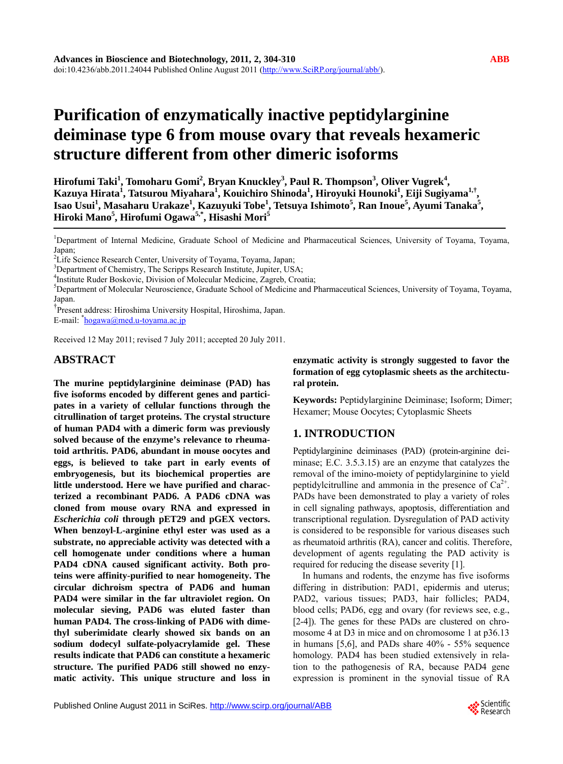# Purification of enzymatically inactive peptidylarginine deiminase type 6 from mouse ovary that reveals hexameric structure different from other dimeric isoforms

**Hirofumi Taki[1], Tomoharu Gomi[2], Bryan Knuckley[3], Paul R. Thompson[3], Oliver Vugrek[4], Kazuya Hirata[1], Tatsurou Miyahara[1], Kouichiro Shinoda[1], Hiroyuki Hounoki[1], Eiji Sugiyama[1,†], Isao Usui[1], Masaharu Urakaze[1], Kazuyuki Tobe[1], Tetsuya Ishimoto[5], Ran Inoue[5], Ayumi Tanaka[5], Hiroki Mano[5], Hirofumi Ogawa[5,*], Hisashi Mori[5]**

[1]Department of Internal Medicine, Graduate School of Medicine and Pharmaceutical Sciences, University of Toyama, Toyama, Japan;
[2]Life Science Research Center, University of Toyama, Toyama, Japan;
[3]Department of Chemistry, The Scripps Research Institute, Jupiter, USA;
[4]Institute Ruder Boskovic, Division of Molecular Medicine, Zagreb, Croatia;
[5]Department of Molecular Neuroscience, Graduate School of Medicine and Pharmaceutical Sciences, University of Toyama, Toyama, Japan.
[†]Present address: Hiroshima University Hospital, Hiroshima, Japan.
E-mail: [*]hogawa@med.u-toyama.ac.jp

Received 12 May 2011; revised 7 July 2011; accepted 20 July 2011.

## ABSTRACT

**The murine peptidylarginine deiminase (PAD) has five isoforms encoded by different genes and participates in a variety of cellular functions through the citrullination of target proteins. The crystal structure of human PAD4 with a dimeric form was previously solved because of the enzyme's relevance to rheumatoid arthritis. PAD6, abundant in mouse oocytes and eggs, is believed to take part in early events of embryogenesis, but its biochemical properties are little understood. Here we have purified and characterized a recombinant PAD6. A PAD6 cDNA was cloned from mouse ovary RNA and expressed in *Escherichia coli* through pET29 and pGEX vectors. When benzoyl-L-arginine ethyl ester was used as a substrate, no appreciable activity was detected with a cell homogenate under conditions where a human PAD4 cDNA caused significant activity. Both proteins were affinity-purified to near homogeneity. The circular dichroism spectra of PAD6 and human PAD4 were similar in the far ultraviolet region. On molecular sieving, PAD6 was eluted faster than human PAD4. The cross-linking of PAD6 with dimethyl suberimidate clearly showed six bands on an sodium dodecyl sulfate-polyacrylamide gel. These results indicate that PAD6 can constitute a hexameric structure. The purified PAD6 still showed no enzymatic activity. This unique structure and loss in enzymatic activity is strongly suggested to favor the formation of egg cytoplasmic sheets as the architectural protein.**

**Keywords:** Peptidylarginine Deiminase; Isoform; Dimer; Hexamer; Mouse Oocytes; Cytoplasmic Sheets

## 1. INTRODUCTION

Peptidylarginine deiminases (PAD) (protein-arginine deiminase; E.C. 3.5.3.15) are an enzyme that catalyzes the removal of the imino-moiety of peptidylarginine to yield peptidylcitrulline and ammonia in the presence of $Ca^{2+}$. PADs have been demonstrated to play a variety of roles in cell signaling pathways, apoptosis, differentiation and transcriptional regulation. Dysregulation of PAD activity is considered to be responsible for various diseases such as rheumatoid arthritis (RA), cancer and colitis. Therefore, development of agents regulating the PAD activity is required for reducing the disease severity [1].

In humans and rodents, the enzyme has five isoforms differing in distribution: PAD1, epidermis and uterus; PAD2, various tissues; PAD3, hair follicles; PAD4, blood cells; PAD6, egg and ovary (for reviews see, e.g., [2-4]). The genes for these PADs are clustered on chromosome 4 at D3 in mice and on chromosome 1 at p36.13 in humans [5,6], and PADs share 40% - 55% sequence homology. PAD4 has been studied extensively in relation to the pathogenesis of RA, because PAD4 gene expression is prominent in the synovial tissue of RA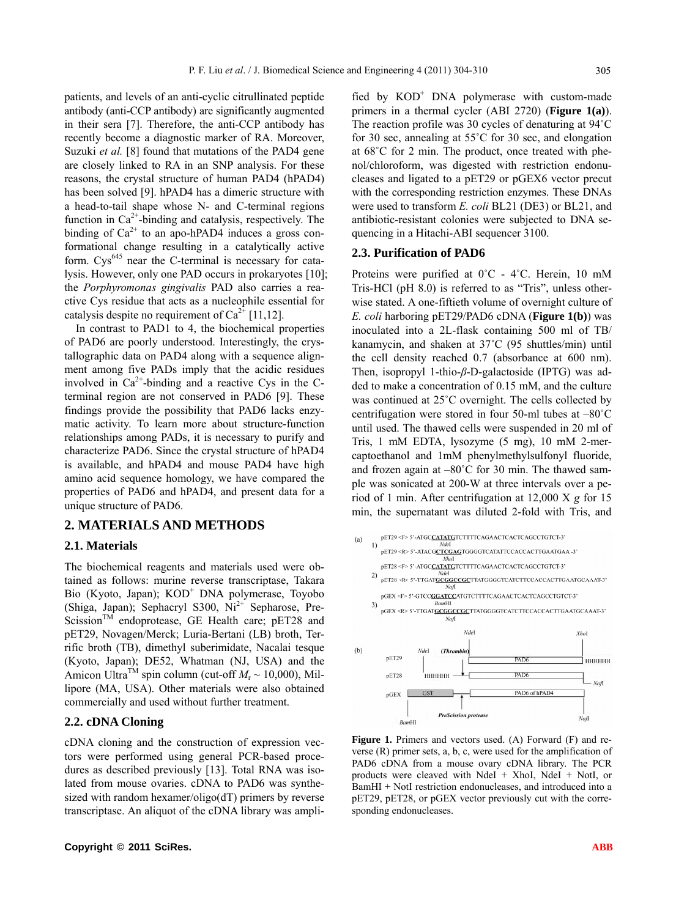patients, and levels of an anti-cyclic citrullinated peptide antibody (anti-CCP antibody) are significantly augmented in their sera [7]. Therefore, the anti-CCP antibody has recently become a diagnostic marker of RA. Moreover, Suzuki *et al.* [8] found that mutations of the PAD4 gene are closely linked to RA in an SNP analysis. For these reasons, the crystal structure of human PAD4 (hPAD4) has been solved [9]. hPAD4 has a dimeric structure with a head-to-tail shape whose N- and C-terminal regions function in $Ca^{2+}$-binding and catalysis, respectively. The binding of $Ca^{2+}$ to an apo-hPAD4 induces a gross conformational change resulting in a catalytically active form. $Cys^{645}$ near the C-terminal is necessary for catalysis. However, only one PAD occurs in prokaryotes [10]; the *Porphyromonas gingivalis* PAD also carries a reactive Cys residue that acts as a nucleophile essential for catalysis despite no requirement of $Ca^{2+}$ [11,12].

In contrast to PAD1 to 4, the biochemical properties of PAD6 are poorly understood. Interestingly, the crystallographic data on PAD4 along with a sequence alignment among five PADs imply that the acidic residues involved in $Ca^{2+}$-binding and a reactive Cys in the C-terminal region are not conserved in PAD6 [9]. These findings provide the possibility that PAD6 lacks enzymatic activity. To learn more about structure-function relationships among PADs, it is necessary to purify and characterize PAD6. Since the crystal structure of hPAD4 is available, and hPAD4 and mouse PAD4 have high amino acid sequence homology, we have compared the properties of PAD6 and hPAD4, and present data for a unique structure of PAD6.

## 2. MATERIALS AND METHODS

### 2.1. Materials

The biochemical reagents and materials used were obtained as follows: murine reverse transcriptase, Takara Bio (Kyoto, Japan); KOD$^{+}$ DNA polymerase, Toyobo (Shiga, Japan); Sephacryl S300, $Ni^{2+}$ Sepharose, PreScission™ endoprotease, GE Health care; pET28 and pET29, Novagen/Merck; Luria-Bertani (LB) broth, Terrific broth (TB), dimethyl suberimidate, Nacalai tesque (Kyoto, Japan); DE52, Whatman (NJ, USA) and the Amicon Ultra™ spin column (cut-off $M_r \sim 10{,}000$), Millipore (MA, USA). Other materials were also obtained commercially and used without further treatment.

### 2.2. cDNA Cloning

cDNA cloning and the construction of expression vectors were performed using general PCR-based procedures as described previously [13]. Total RNA was isolated from mouse ovaries. cDNA to PAD6 was synthesized with random hexamer/oligo(dT) primers by reverse transcriptase. An aliquot of the cDNA library was amplified by KOD$^{+}$ DNA polymerase with custom-made primers in a thermal cycler (ABI 2720) (**Figure 1(a)**). The reaction profile was 30 cycles of denaturing at 94˚C for 30 sec, annealing at 55˚C for 30 sec, and elongation at 68˚C for 2 min. The product, once treated with phenol/chloroform, was digested with restriction endonucleases and ligated to a pET29 or pGEX6 vector precut with the corresponding restriction enzymes. These DNAs were used to transform *E. coli* BL21 (DE3) or BL21, and antibiotic-resistant colonies were subjected to DNA sequencing in a Hitachi-ABI sequencer 3100.

### 2.3. Purification of PAD6

Proteins were purified at 0˚C - 4˚C. Herein, 10 mM Tris-HCl (pH 8.0) is referred to as "Tris", unless otherwise stated. A one-fiftieth volume of overnight culture of *E. coli* harboring pET29/PAD6 cDNA (**Figure 1(b)**) was inoculated into a 2L-flask containing 500 ml of TB/kanamycin, and shaken at 37˚C (95 shuttles/min) until the cell density reached 0.7 (absorbance at 600 nm). Then, isopropyl 1-thio-*β*-D-galactoside (IPTG) was added to make a concentration of 0.15 mM, and the culture was continued at 25˚C overnight. The cells collected by centrifugation were stored in four 50-ml tubes at –80˚C until used. The thawed cells were suspended in 20 ml of Tris, 1 mM EDTA, lysozyme (5 mg), 10 mM 2-mercaptoethanol and 1mM phenylmethylsulfonyl fluoride, and frozen again at –80˚C for 30 min. The thawed sample was sonicated at 200-W at three intervals over a period of 1 min. After centrifugation at 12,000 X *g* for 15 min, the supernatant was diluted 2-fold with Tris, and

(a)

1) pET29 <F> 5'-ATGC**CATATG**TCTTTTCAGAACTCACTCAGCCTGTCT-3' (NdeI)
pET29 <R> 5'-ATACG**CTCGAG**TGGGGTCATATTCCACCACTTGAATGAA -3' (XhoI)

2) pET28 <F> 5'-ATGC**CATATG**TCTTTTCAGAACTCACTCAGCCTGTCT-3' (NdeI)
pET28 <R> 5'-TTGAT**GCGGCCGC**TTATGGGGTCATCTTCCACCACTTGAATGCAAAT-3' (NotI)

3) pGEX <F> 5'-GTCC**GGATCC**ATGTCTTTTCAGAACTCACTCAGCCTGTCT-3' (BamHI)
pGEX <R> 5'-TTGAT**GCGGCCGC**TTATGGGGTCATCTTCCACCACTTGAATGCAAAT-3' (NotI)

(b)

pET29: NdeI – PAD6 – XhoI – HHHHHH
pET28: HHHHHH – (Thrombin) – NdeI – PAD6 – NotI
pGEX: BamHI – GST – PreScission protease – PAD6 or hPAD4 – NotI

**Figure 1.** Primers and vectors used. (A) Forward (F) and reverse (R) primer sets, a, b, c, were used for the amplification of PAD6 cDNA from a mouse ovary cDNA library. The PCR products were cleaved with NdeI + XhoI, NdeI + NotI, or BamHI + NotI restriction endonucleases, and introduced into a pET29, pET28, or pGEX vector previously cut with the corresponding endonucleases.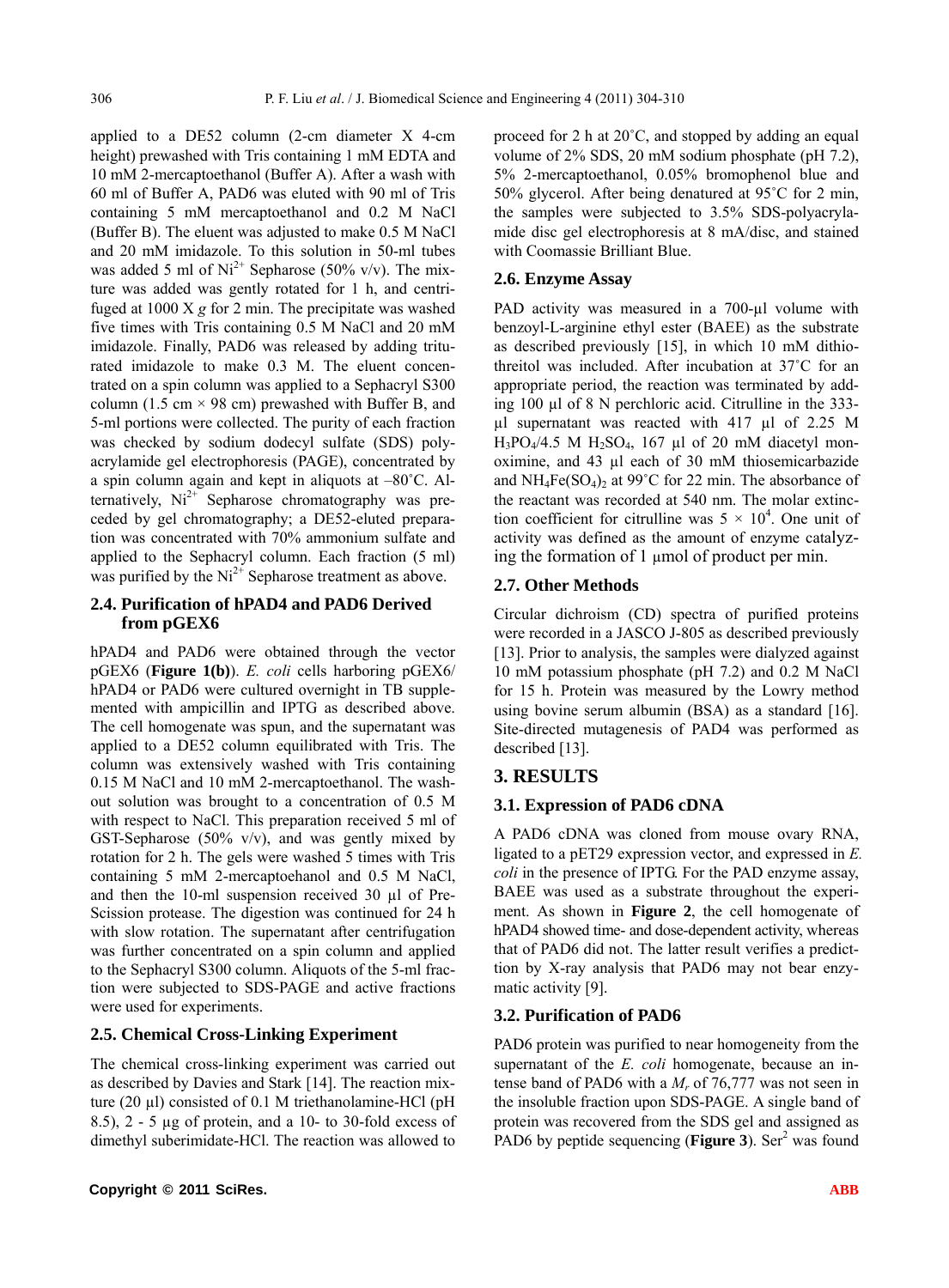applied to a DE52 column (2-cm diameter X 4-cm height) prewashed with Tris containing 1 mM EDTA and 10 mM 2-mercaptoethanol (Buffer A). After a wash with 60 ml of Buffer A, PAD6 was eluted with 90 ml of Tris containing 5 mM mercaptoethanol and 0.2 M NaCl (Buffer B). The eluent was adjusted to make 0.5 M NaCl and 20 mM imidazole. To this solution in 50-ml tubes was added 5 ml of $Ni^{2+}$ Sepharose (50% v/v). The mixture was added was gently rotated for 1 h, and centrifuged at 1000 X *g* for 2 min. The precipitate was washed five times with Tris containing 0.5 M NaCl and 20 mM imidazole. Finally, PAD6 was released by adding triturated imidazole to make 0.3 M. The eluent concentrated on a spin column was applied to a Sephacryl S300 column (1.5 cm × 98 cm) prewashed with Buffer B, and 5-ml portions were collected. The purity of each fraction was checked by sodium dodecyl sulfate (SDS) polyacrylamide gel electrophoresis (PAGE), concentrated by a spin column again and kept in aliquots at –80˚C. Alternatively, $Ni^{2+}$ Sepharose chromatography was preceded by gel chromatography; a DE52-eluted preparation was concentrated with 70% ammonium sulfate and applied to the Sephacryl column. Each fraction (5 ml) was purified by the $Ni^{2+}$ Sepharose treatment as above.

### 2.4. Purification of hPAD4 and PAD6 Derived from pGEX6

hPAD4 and PAD6 were obtained through the vector pGEX6 (**Figure 1(b)**). *E. coli* cells harboring pGEX6/hPAD4 or PAD6 were cultured overnight in TB supplemented with ampicillin and IPTG as described above. The cell homogenate was spun, and the supernatant was applied to a DE52 column equilibrated with Tris. The column was extensively washed with Tris containing 0.15 M NaCl and 10 mM 2-mercaptoethanol. The washout solution was brought to a concentration of 0.5 M with respect to NaCl. This preparation received 5 ml of GST-Sepharose (50% v/v), and was gently mixed by rotation for 2 h. The gels were washed 5 times with Tris containing 5 mM 2-mercaptoehanol and 0.5 M NaCl, and then the 10-ml suspension received 30 µl of PreScission protease. The digestion was continued for 24 h with slow rotation. The supernatant after centrifugation was further concentrated on a spin column and applied to the Sephacryl S300 column. Aliquots of the 5-ml fraction were subjected to SDS-PAGE and active fractions were used for experiments.

### 2.5. Chemical Cross-Linking Experiment

The chemical cross-linking experiment was carried out as described by Davies and Stark [14]. The reaction mixture (20 µl) consisted of 0.1 M triethanolamine-HCl (pH 8.5), 2 - 5 µg of protein, and a 10- to 30-fold excess of dimethyl suberimidate-HCl. The reaction was allowed to proceed for 2 h at 20˚C, and stopped by adding an equal volume of 2% SDS, 20 mM sodium phosphate (pH 7.2), 5% 2-mercaptoethanol, 0.05% bromophenol blue and 50% glycerol. After being denatured at 95˚C for 2 min, the samples were subjected to 3.5% SDS-polyacrylamide disc gel electrophoresis at 8 mA/disc, and stained with Coomassie Brilliant Blue.

### 2.6. Enzyme Assay

PAD activity was measured in a 700-µl volume with benzoyl-L-arginine ethyl ester (BAEE) as the substrate as described previously [15], in which 10 mM dithiothreitol was included. After incubation at 37˚C for an appropriate period, the reaction was terminated by adding 100 µl of 8 N perchloric acid. Citrulline in the 333-µl supernatant was reacted with 417 µl of 2.25 M $H_3PO_4$/4.5 M $H_2SO_4$, 167 µl of 20 mM diacetyl monoximine, and 43 µl each of 30 mM thiosemicarbazide and $NH_4Fe(SO_4)_2$ at 99˚C for 22 min. The absorbance of the reactant was recorded at 540 nm. The molar extinction coefficient for citrulline was $5 \times 10^4$. One unit of activity was defined as the amount of enzyme catalyzing the formation of 1 µmol of product per min.

### 2.7. Other Methods

Circular dichroism (CD) spectra of purified proteins were recorded in a JASCO J-805 as described previously [13]. Prior to analysis, the samples were dialyzed against 10 mM potassium phosphate (pH 7.2) and 0.2 M NaCl for 15 h. Protein was measured by the Lowry method using bovine serum albumin (BSA) as a standard [16]. Site-directed mutagenesis of PAD4 was performed as described [13].

## 3. RESULTS

### 3.1. Expression of PAD6 cDNA

A PAD6 cDNA was cloned from mouse ovary RNA, ligated to a pET29 expression vector, and expressed in *E. coli* in the presence of IPTG. For the PAD enzyme assay, BAEE was used as a substrate throughout the experiment. As shown in **Figure 2**, the cell homogenate of hPAD4 showed time- and dose-dependent activity, whereas that of PAD6 did not. The latter result verifies a prediction by X-ray analysis that PAD6 may not bear enzymatic activity [9].

### 3.2. Purification of PAD6

PAD6 protein was purified to near homogeneity from the supernatant of the *E. coli* homogenate, because an intense band of PAD6 with a $M_r$ of 76,777 was not seen in the insoluble fraction upon SDS-PAGE. A single band of protein was recovered from the SDS gel and assigned as PAD6 by peptide sequencing (**Figure 3**). $Ser^2$ was found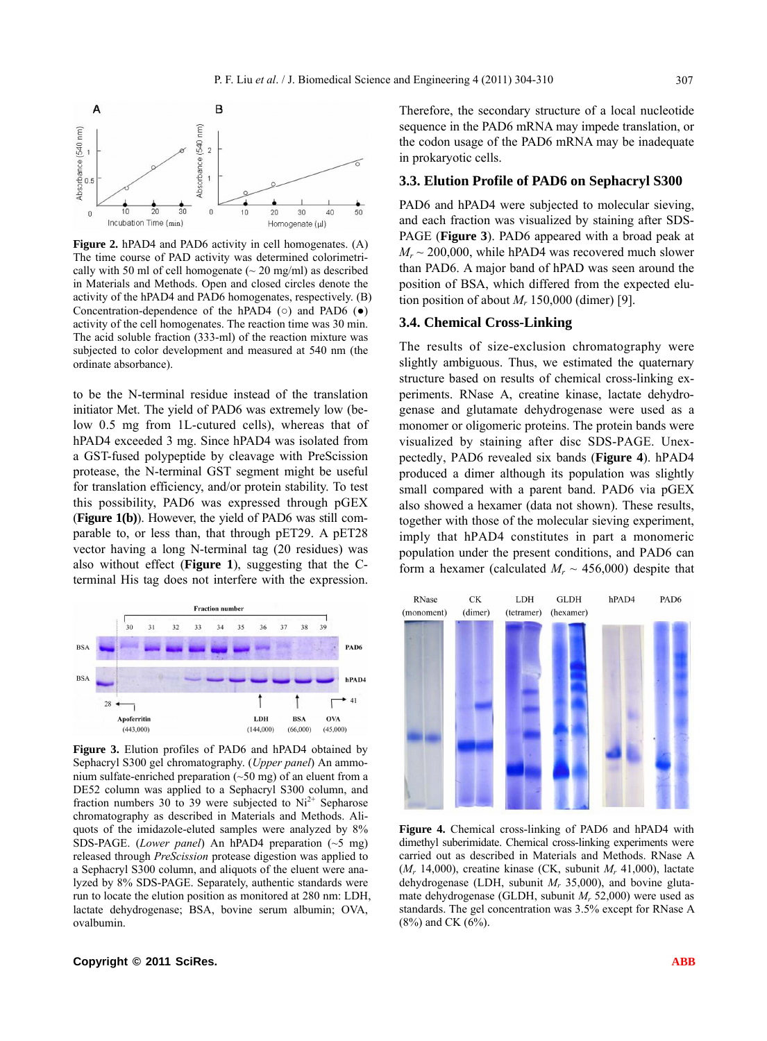**Figure 2.** hPAD4 and PAD6 activity in cell homogenates. (A) The time course of PAD activity was determined colorimetrically with 50 ml of cell homogenate (~ 20 mg/ml) as described in Materials and Methods. Open and closed circles denote the activity of the hPAD4 and PAD6 homogenates, respectively. (B) Concentration-dependence of the hPAD4 (○) and PAD6 (●) activity of the cell homogenates. The reaction time was 30 min. The acid soluble fraction (333-ml) of the reaction mixture was subjected to color development and measured at 540 nm (the ordinate absorbance).

to be the N-terminal residue instead of the translation initiator Met. The yield of PAD6 was extremely low (below 0.5 mg from 1L-cutured cells), whereas that of hPAD4 exceeded 3 mg. Since hPAD4 was isolated from a GST-fused polypeptide by cleavage with PreScission protease, the N-terminal GST segment might be useful for translation efficiency, and/or protein stability. To test this possibility, PAD6 was expressed through pGEX (**Figure 1(b)**). However, the yield of PAD6 was still comparable to, or less than, that through pET29. A pET28 vector having a long N-terminal tag (20 residues) was also without effect (**Figure 1**), suggesting that the C-terminal His tag does not interfere with the expression.

**Figure 3.** Elution profiles of PAD6 and hPAD4 obtained by Sephacryl S300 gel chromatography. (*Upper panel*) An ammonium sulfate-enriched preparation (~50 mg) of an eluent from a DE52 column was applied to a Sephacryl S300 column, and fraction numbers 30 to 39 were subjected to $Ni^{2+}$ Sepharose chromatography as described in Materials and Methods. Aliquots of the imidazole-eluted samples were analyzed by 8% SDS-PAGE. (*Lower panel*) An hPAD4 preparation (~5 mg) released through *PreScission* protease digestion was applied to a Sephacryl S300 column, and aliquots of the eluent were analyzed by 8% SDS-PAGE. Separately, authentic standards were run to locate the elution position as monitored at 280 nm: LDH, lactate dehydrogenase; BSA, bovine serum albumin; OVA, ovalbumin.

Therefore, the secondary structure of a local nucleotide sequence in the PAD6 mRNA may impede translation, or the codon usage of the PAD6 mRNA may be inadequate in prokaryotic cells.

### 3.3. Elution Profile of PAD6 on Sephacryl S300

PAD6 and hPAD4 were subjected to molecular sieving, and each fraction was visualized by staining after SDS-PAGE (**Figure 3**). PAD6 appeared with a broad peak at $M_r$ ~ 200,000, while hPAD4 was recovered much slower than PAD6. A major band of hPAD was seen around the position of BSA, which differed from the expected elution position of about $M_r$ 150,000 (dimer) [9].

### 3.4. Chemical Cross-Linking

The results of size-exclusion chromatography were slightly ambiguous. Thus, we estimated the quaternary structure based on results of chemical cross-linking experiments. RNase A, creatine kinase, lactate dehydrogenase and glutamate dehydrogenase were used as a monomer or oligomeric proteins. The protein bands were visualized by staining after disc SDS-PAGE. Unexpectedly, PAD6 revealed six bands (**Figure 4**). hPAD4 produced a dimer although its population was slightly small compared with a parent band. PAD6 via pGEX also showed a hexamer (data not shown). These results, together with those of the molecular sieving experiment, imply that hPAD4 constitutes in part a monomeric population under the present conditions, and PAD6 can form a hexamer (calculated $M_r$ ~ 456,000) despite that

**Figure 4.** Chemical cross-linking of PAD6 and hPAD4 with dimethyl suberimidate. Chemical cross-linking experiments were carried out as described in Materials and Methods. RNase A ($M_r$ 14,000), creatine kinase (CK, subunit $M_r$ 41,000), lactate dehydrogenase (LDH, subunit $M_r$ 35,000), and bovine glutamate dehydrogenase (GLDH, subunit $M_r$ 52,000) were used as standards. The gel concentration was 3.5% except for RNase A (8%) and CK (6%).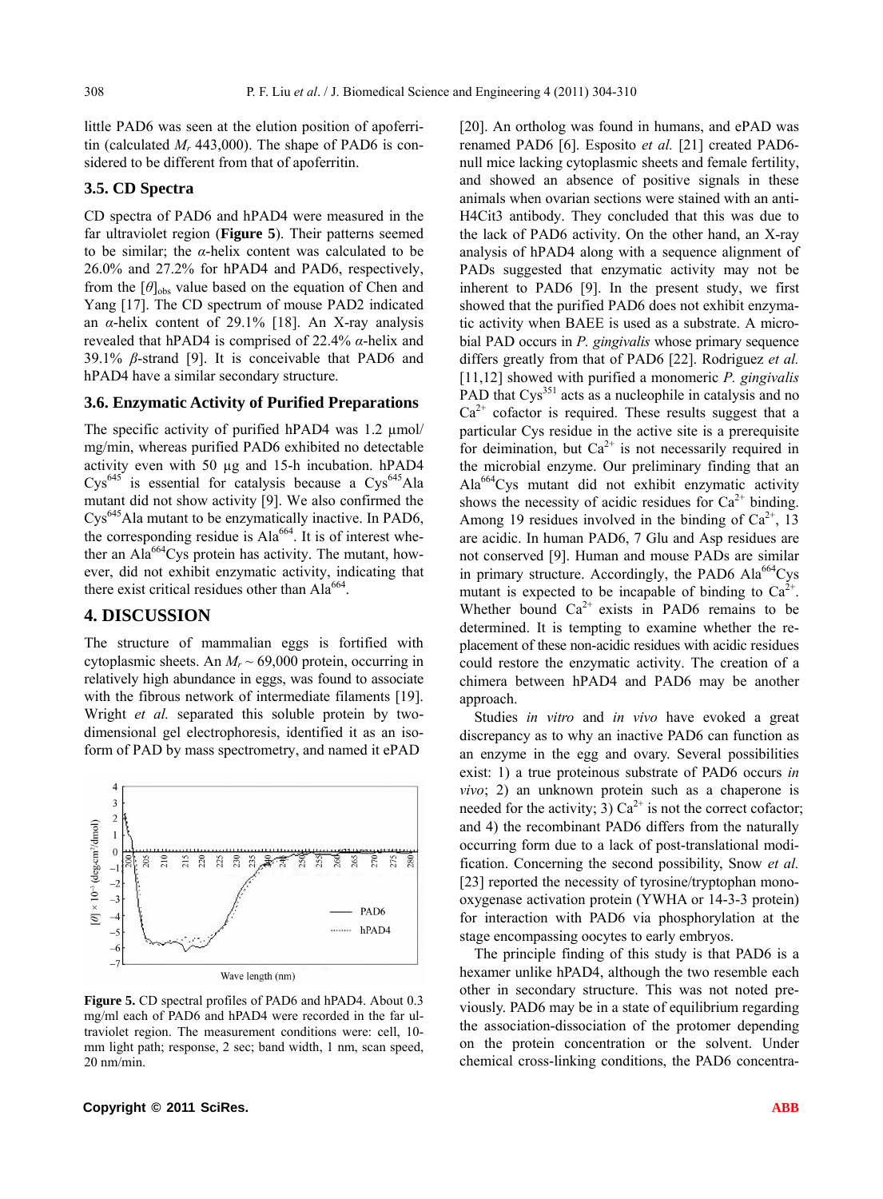little PAD6 was seen at the elution position of apoferritin (calculated $M_r$ 443,000). The shape of PAD6 is considered to be different from that of apoferritin.

### 3.5. CD Spectra

CD spectra of PAD6 and hPAD4 were measured in the far ultraviolet region (**Figure 5**). Their patterns seemed to be similar; the $\alpha$-helix content was calculated to be 26.0% and 27.2% for hPAD4 and PAD6, respectively, from the $[\theta]_{obs}$ value based on the equation of Chen and Yang [17]. The CD spectrum of mouse PAD2 indicated an $\alpha$-helix content of 29.1% [18]. An X-ray analysis revealed that hPAD4 is comprised of 22.4% $\alpha$-helix and 39.1% $\beta$-strand [9]. It is conceivable that PAD6 and hPAD4 have a similar secondary structure.

### 3.6. Enzymatic Activity of Purified Preparations

The specific activity of purified hPAD4 was 1.2 µmol/mg/min, whereas purified PAD6 exhibited no detectable activity even with 50 µg and 15-h incubation. hPAD4 $Cys^{645}$ is essential for catalysis because a $Cys^{645}$Ala mutant did not show activity [9]. We also confirmed the $Cys^{645}$Ala mutant to be enzymatically inactive. In PAD6, the corresponding residue is $Ala^{664}$. It is of interest whether an $Ala^{664}$Cys protein has activity. The mutant, however, did not exhibit enzymatic activity, indicating that there exist critical residues other than $Ala^{664}$.

## 4. DISCUSSION

The structure of mammalian eggs is fortified with cytoplasmic sheets. An $M_r \sim 69,000$ protein, occurring in relatively high abundance in eggs, was found to associate with the fibrous network of intermediate filaments [19]. Wright *et al.* separated this soluble protein by two-dimensional gel electrophoresis, identified it as an isoform of PAD by mass spectrometry, and named it ePAD

**Figure 5.** CD spectral profiles of PAD6 and hPAD4. About 0.3 mg/ml each of PAD6 and hPAD4 were recorded in the far ultraviolet region. The measurement conditions were: cell, 10-mm light path; response, 2 sec; band width, 1 nm, scan speed, 20 nm/min.

[20]. An ortholog was found in humans, and ePAD was renamed PAD6 [6]. Esposito *et al.* [21] created PAD6-null mice lacking cytoplasmic sheets and female fertility, and showed an absence of positive signals in these animals when ovarian sections were stained with an anti-H4Cit3 antibody. They concluded that this was due to the lack of PAD6 activity. On the other hand, an X-ray analysis of hPAD4 along with a sequence alignment of PADs suggested that enzymatic activity may not be inherent to PAD6 [9]. In the present study, we first showed that the purified PAD6 does not exhibit enzymatic activity when BAEE is used as a substrate. A microbial PAD occurs in *P. gingivalis* whose primary sequence differs greatly from that of PAD6 [22]. Rodriguez *et al.* [11,12] showed with purified a monomeric *P. gingivalis* PAD that $Cys^{351}$ acts as a nucleophile in catalysis and no $Ca^{2+}$ cofactor is required. These results suggest that a particular Cys residue in the active site is a prerequisite for deimination, but $Ca^{2+}$ is not necessarily required in the microbial enzyme. Our preliminary finding that an $Ala^{664}$Cys mutant did not exhibit enzymatic activity shows the necessity of acidic residues for $Ca^{2+}$ binding. Among 19 residues involved in the binding of $Ca^{2+}$, 13 are acidic. In human PAD6, 7 Glu and Asp residues are not conserved [9]. Human and mouse PADs are similar in primary structure. Accordingly, the PAD6 $Ala^{664}$Cys mutant is expected to be incapable of binding to $Ca^{2+}$. Whether bound $Ca^{2+}$ exists in PAD6 remains to be determined. It is tempting to examine whether the replacement of these non-acidic residues with acidic residues could restore the enzymatic activity. The creation of a chimera between hPAD4 and PAD6 may be another approach.

Studies *in vitro* and *in vivo* have evoked a great discrepancy as to why an inactive PAD6 can function as an enzyme in the egg and ovary. Several possibilities exist: 1) a true proteinous substrate of PAD6 occurs *in vivo*; 2) an unknown protein such as a chaperone is needed for the activity; 3) $Ca^{2+}$ is not the correct cofactor; and 4) the recombinant PAD6 differs from the naturally occurring form due to a lack of post-translational modification. Concerning the second possibility, Snow *et al.* [23] reported the necessity of tyrosine/tryptophan monooxygenase activation protein (YWHA or 14-3-3 protein) for interaction with PAD6 via phosphorylation at the stage encompassing oocytes to early embryos.

The principle finding of this study is that PAD6 is a hexamer unlike hPAD4, although the two resemble each other in secondary structure. This was not noted previously. PAD6 may be in a state of equilibrium regarding the association-dissociation of the protomer depending on the protein concentration or the solvent. Under chemical cross-linking conditions, the PAD6 concentra-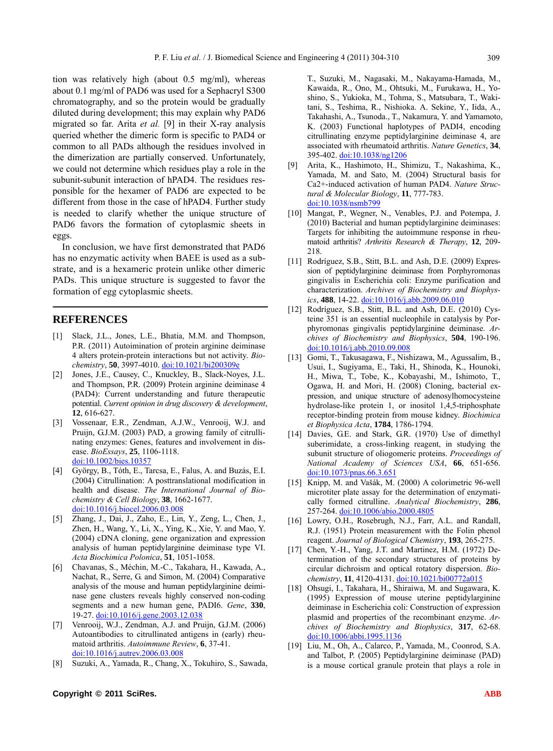tion was relatively high (about 0.5 mg/ml), whereas about 0.1 mg/ml of PAD6 was used for a Sephacryl S300 chromatography, and so the protein would be gradually diluted during development; this may explain why PAD6 migrated so far. Arita *et al.* [9] in their X-ray analysis queried whether the dimeric form is specific to PAD4 or common to all PADs although the residues involved in the dimerization are partially conserved. Unfortunately, we could not determine which residues play a role in the subunit-subunit interaction of hPAD4. The residues responsible for the hexamer of PAD6 are expected to be different from those in the case of hPAD4. Further study is needed to clarify whether the unique structure of PAD6 favors the formation of cytoplasmic sheets in eggs.

In conclusion, we have first demonstrated that PAD6 has no enzymatic activity when BAEE is used as a substrate, and is a hexameric protein unlike other dimeric PADs. This unique structure is suggested to favor the formation of egg cytoplasmic sheets.

## REFERENCES

[1] Slack, J.L., Jones, L.E., Bhatia, M.M. and Thompson, P.R. (2011) Autoimination of protein arginine deiminase 4 alters protein-protein interactions but not activity. *Biochemistry*, **50**, 3997-4010. doi:10.1021/bi200309e

[2] Jones, J.E., Causey, C., Knuckley, B., Slack-Noyes, J.L. and Thompson, P.R. (2009) Protein arginine deiminase 4 (PAD4): Current understanding and future therapeutic potential. *Current opinion in drug discovery & development*, **12**, 616-627.

[3] Vossenaar, E.R., Zendman, A.J.W., Venrooij, W.J. and Pruijn, G.J.M. (2003) PAD, a growing family of citrullinating enzymes: Genes, features and involvement in disease. *BioEssays*, **25**, 1106-1118. doi:10.1002/bies.10357

[4] György, B., Tóth, E., Tarcsa, E., Falus, A. and Buzás, E.I. (2004) Citrullination: A posttranslational modification in health and disease. *The International Journal of Biochemistry & Cell Biology*, **38**, 1662-1677. doi:10.1016/j.biocel.2006.03.008

[5] Zhang, J., Dai, J., Zaho, E., Lin, Y., Zeng, L., Chen, J., Zhen, H., Wang, Y., Li, X., Ying, K., Xie, Y. and Mao, Y. (2004) cDNA cloning, gene organization and expression analysis of human peptidylarginine deiminase type VI. *Acta Biochimica Polonica*, **51**, 1051-1058.

[6] Chavanas, S., Méchin, M.-C., Takahara, H., Kawada, A., Nachat, R., Serre, G. and Simon, M. (2004) Comparative analysis of the mouse and human peptidylarginine deiminase gene clusters reveals highly conserved non-coding segments and a new human gene, PADI6. *Gene*, **330**, 19-27. doi:10.1016/j.gene.2003.12.038

[7] Venrooij, W.J., Zendman, A.J. and Pruijn, G.J.M. (2006) Autoantibodies to citrullinated antigens in (early) rheumatoid arthritis. *Autoimmune Review*, **6**, 37-41. doi:10.1016/j.autrev.2006.03.008

[8] Suzuki, A., Yamada, R., Chang, X., Tokuhiro, S., Sawada, T., Suzuki, M., Nagasaki, M., Nakayama-Hamada, M., Kawaida, R., Ono, M., Ohtsuki, M., Furukawa, H., Yoshino, S., Yukioka, M., Tohma, S., Matsubara, T., Wakitani, S., Teshima, R., Nishioka. A. Sekine, Y., Iida, A., Takahashi, A., Tsunoda., T., Nakamura, Y. and Yamamoto, K. (2003) Functional haplotypes of PADI4, encoding citrullinating enzyme peptidylarginine deiminase 4, are associated with rheumatoid arthritis. *Nature Genetics*, **34**, 395-402. doi:10.1038/ng1206

[9] Arita, K., Hashimoto, H., Shimizu, T., Nakashima, K., Yamada, M. and Sato, M. (2004) Structural basis for Ca2+-induced activation of human PAD4. *Nature Structural & Molecular Biology*, **11**, 777-783. doi:10.1038/nsmb799

[10] Mangat, P., Wegner, N., Venables, P.J. and Potempa, J. (2010) Bacterial and human peptidylarginine deiminases: Targets for inhibiting the autoimmune response in rheumatoid arthritis? *Arthritis Research & Therapy*, **12**, 209-218.

[11] Rodríguez, S.B., Stitt, B.L. and Ash, D.E. (2009) Expression of peptidylarginine deiminase from Porphyromonas gingivalis in Escherichia coli: Enzyme purification and characterization. *Archives of Biochemistry and Biophysics*, **488**, 14-22. doi:10.1016/j.abb.2009.06.010

[12] Rodríguez, S.B., Stitt, B.L. and Ash, D.E. (2010) Cysteine 351 is an essential nucleophile in catalysis by Porphyromonas gingivalis peptidylarginine deiminase. *Archives of Biochemistry and Biophysics*, **504**, 190-196. doi:10.1016/j.abb.2010.09.008

[13] Gomi, T., Takusagawa, F., Nishizawa, M., Agussalim, B., Usui, I., Sugiyama, E., Taki, H., Shinoda, K., Hounoki, H., Miwa, T., Tobe, K., Kobayashi, M., Ishimoto, T., Ogawa, H. and Mori, H. (2008) Cloning, bacterial expression, and unique structure of adenosylhomocysteine hydrolase-like protein 1, or inositol 1,4,5-triphosphate receptor-binding protein from mouse kidney. *Biochimica et Biophysica Acta*, **1784**, 1786-1794.

[14] Davies, G.E. and Stark, G.R. (1970) Use of dimethyl suberimidate, a cross-linking reagent, in studying the subunit structure of oligomeric proteins. *Proceedings of National Academy of Sciences USA*, **66**, 651-656. doi:10.1073/pnas.66.3.651

[15] Knipp, M. and Vašák, M. (2000) A colorimetric 96-well microtiter plate assay for the determination of enzymatically formed citrulline. *Analytical Biochemistry*, **286**, 257-264. doi:10.1006/abio.2000.4805

[16] Lowry, O.H., Rosebrugh, N.J., Farr, A.L. and Randall, R.J. (1951) Protein measurement with the Folin phenol reagent. *Journal of Biological Chemistry*, **193**, 265-275.

[17] Chen, Y.-H., Yang, J.T. and Martinez, H.M. (1972) Determination of the secondary structures of proteins by circular dichroism and optical rotatory dispersion. *Biochemistry*, **11**, 4120-4131. doi:10.1021/bi00772a015

[18] Ohsugi, I., Takahara, H., Shiraiwa, M. and Sugawara, K. (1995) Expression of mouse uterine peptidylarginine deiminase in Escherichia coli: Construction of expression plasmid and properties of the recombinant enzyme. *Archives of Biochemistry and Biophysics*, **317**, 62-68. doi:10.1006/abbi.1995.1136

[19] Liu, M., Oh, A., Calarco, P., Yamada, M., Coonrod, S.A. and Talbot, P. (2005) Peptidylarginine deiminase (PAD) is a mouse cortical granule protein that plays a role in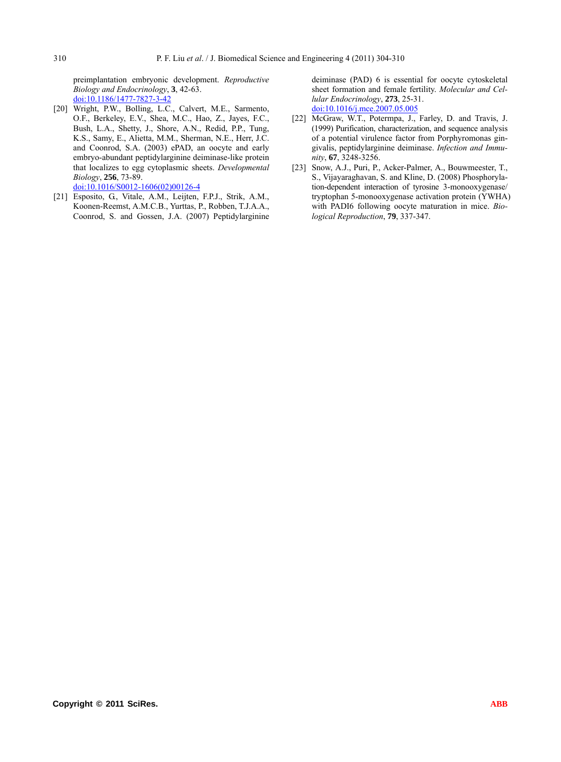preimplantation embryonic development. *Reproductive Biology and Endocrinology*, **3**, 42-63. doi:10.1186/1477-7827-3-42

[20] Wright, P.W., Bolling, L.C., Calvert, M.E., Sarmento, O.F., Berkeley, E.V., Shea, M.C., Hao, Z., Jayes, F.C., Bush, L.A., Shetty, J., Shore, A.N., Redid, P.P., Tung, K.S., Samy, E., Alietta, M.M., Sherman, N.E., Herr, J.C. and Coonrod, S.A. (2003) ePAD, an oocyte and early embryo-abundant peptidylarginine deiminase-like protein that localizes to egg cytoplasmic sheets. *Developmental Biology*, **256**, 73-89. doi:10.1016/S0012-1606(02)00126-4

[21] Esposito, G., Vitale, A.M., Leijten, F.P.J., Strik, A.M., Koonen-Reemst, A.M.C.B., Yurttas, P., Robben, T.J.A.A., Coonrod, S. and Gossen, J.A. (2007) Peptidylarginine deiminase (PAD) 6 is essential for oocyte cytoskeletal sheet formation and female fertility. *Molecular and Cellular Endocrinology*, **273**, 25-31. doi:10.1016/j.mce.2007.05.005

[22] McGraw, W.T., Potermpa, J., Farley, D. and Travis, J. (1999) Purification, characterization, and sequence analysis of a potential virulence factor from Porphyromonas gingivalis, peptidylarginine deiminase. *Infection and Immunity*, **67**, 3248-3256.

[23] Snow, A.J., Puri, P., Acker-Palmer, A., Bouwmeester, T., S., Vijayaraghavan, S. and Kline, D. (2008) Phosphorylation-dependent interaction of tyrosine 3-monooxygenase/ tryptophan 5-monooxygenase activation protein (YWHA) with PADI6 following oocyte maturation in mice. *Biological Reproduction*, **79**, 337-347.